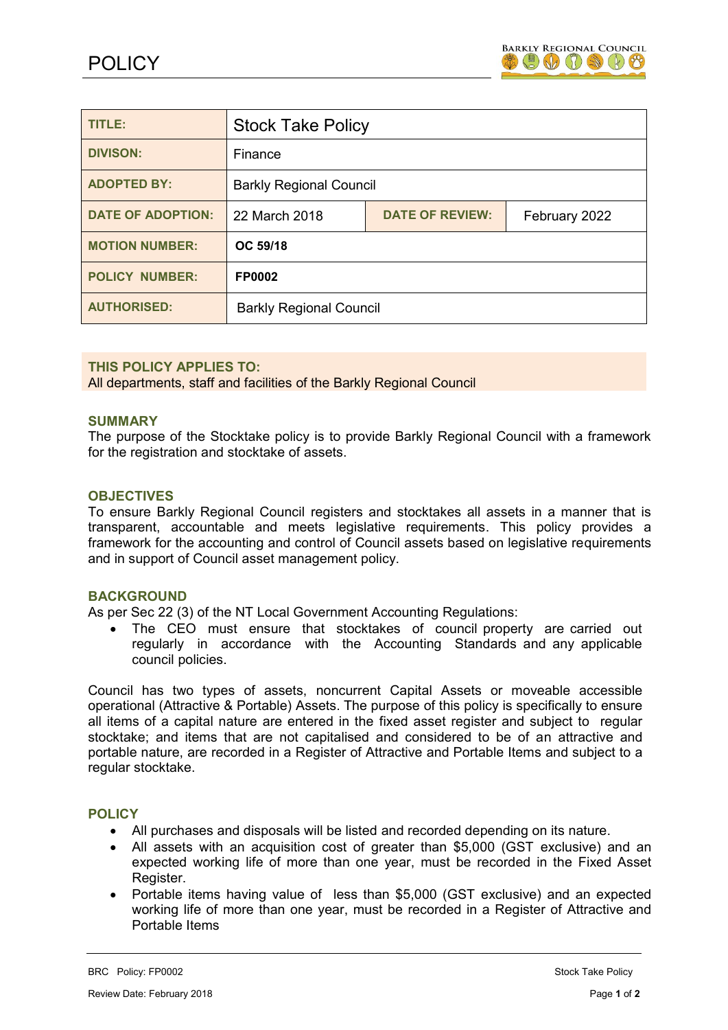# POLICY

| TITLE: | Stock Take Policy | | |
|---|---|---|---|
| DIVISON: | Finance | | |
| ADOPTED BY: | Barkly Regional Council | | |
| DATE OF ADOPTION: | 22 March 2018 | DATE OF REVIEW: | February 2022 |
| MOTION NUMBER: | **OC 59/18** | | |
| POLICY NUMBER: | **FP0002** | | |
| AUTHORISED: | Barkly Regional Council | | |

**THIS POLICY APPLIES TO:**
All departments, staff and facilities of the Barkly Regional Council

## SUMMARY

The purpose of the Stocktake policy is to provide Barkly Regional Council with a framework for the registration and stocktake of assets.

## OBJECTIVES

To ensure Barkly Regional Council registers and stocktakes all assets in a manner that is transparent, accountable and meets legislative requirements. This policy provides a framework for the accounting and control of Council assets based on legislative requirements and in support of Council asset management policy.

## BACKGROUND

As per Sec 22 (3) of the NT Local Government Accounting Regulations:

- The CEO must ensure that stocktakes of council property are carried out regularly in accordance with the Accounting Standards and any applicable council policies.

Council has two types of assets, noncurrent Capital Assets or moveable accessible operational (Attractive & Portable) Assets. The purpose of this policy is specifically to ensure all items of a capital nature are entered in the fixed asset register and subject to regular stocktake; and items that are not capitalised and considered to be of an attractive and portable nature, are recorded in a Register of Attractive and Portable Items and subject to a regular stocktake.

## POLICY

- All purchases and disposals will be listed and recorded depending on its nature.
- All assets with an acquisition cost of greater than $5,000 (GST exclusive) and an expected working life of more than one year, must be recorded in the Fixed Asset Register.
- Portable items having value of less than $5,000 (GST exclusive) and an expected working life of more than one year, must be recorded in a Register of Attractive and Portable Items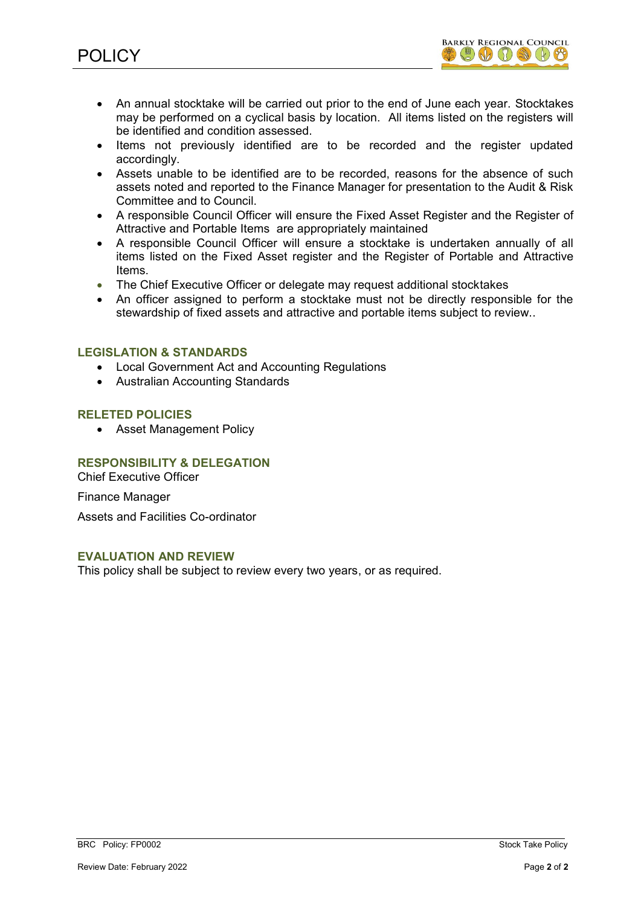- An annual stocktake will be carried out prior to the end of June each year. Stocktakes may be performed on a cyclical basis by location. All items listed on the registers will be identified and condition assessed.
- Items not previously identified are to be recorded and the register updated accordingly.
- Assets unable to be identified are to be recorded, reasons for the absence of such assets noted and reported to the Finance Manager for presentation to the Audit & Risk Committee and to Council.
- A responsible Council Officer will ensure the Fixed Asset Register and the Register of Attractive and Portable Items are appropriately maintained
- A responsible Council Officer will ensure a stocktake is undertaken annually of all items listed on the Fixed Asset register and the Register of Portable and Attractive Items.
- The Chief Executive Officer or delegate may request additional stocktakes
- An officer assigned to perform a stocktake must not be directly responsible for the stewardship of fixed assets and attractive and portable items subject to review..

## LEGISLATION & STANDARDS

- Local Government Act and Accounting Regulations
- Australian Accounting Standards

## RELETED POLICIES

- Asset Management Policy

## RESPONSIBILITY & DELEGATION

Chief Executive Officer

Finance Manager

Assets and Facilities Co-ordinator

## EVALUATION AND REVIEW

This policy shall be subject to review every two years, or as required.